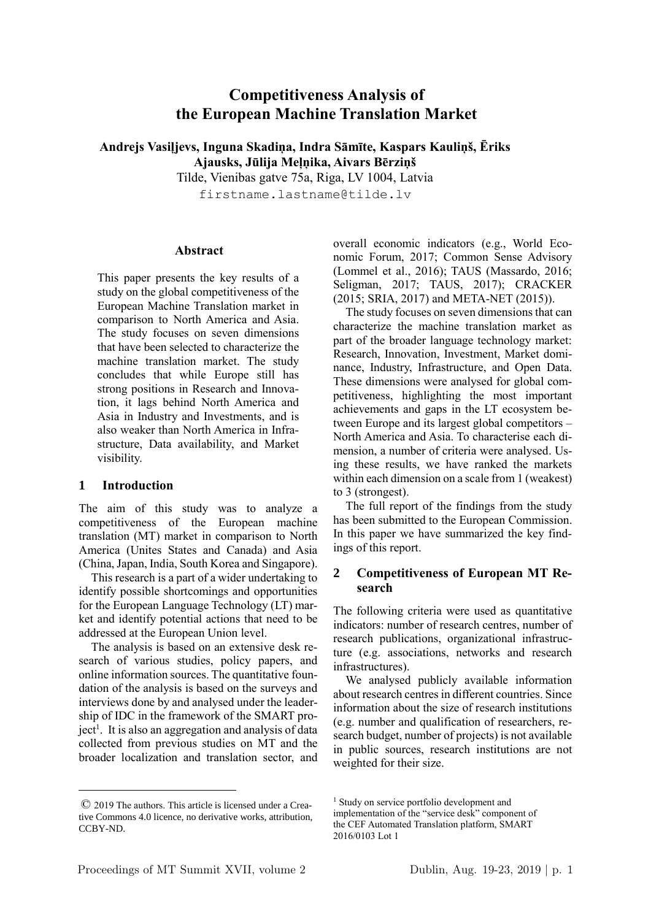# Competitiveness Analysis of the European Machine Translation Market

**Andrejs Vasiļjevs, Inguna Skadiņa, Indra Sāmīte, Kaspars Kauliņš, Ēriks Ajausks, Jūlija Meļņika, Aivars Bērziņš**

Tilde, Vienibas gatve 75a, Riga, LV 1004, Latvia

firstname.lastname@tilde.lv

## Abstract

This paper presents the key results of a study on the global competitiveness of the European Machine Translation market in comparison to North America and Asia. The study focuses on seven dimensions that have been selected to characterize the machine translation market. The study concludes that while Europe still has strong positions in Research and Innovation, it lags behind North America and Asia in Industry and Investments, and is also weaker than North America in Infrastructure, Data availability, and Market visibility.

## 1 Introduction

The aim of this study was to analyze a competitiveness of the European machine translation (MT) market in comparison to North America (Unites States and Canada) and Asia (China, Japan, India, South Korea and Singapore).

This research is a part of a wider undertaking to identify possible shortcomings and opportunities for the European Language Technology (LT) market and identify potential actions that need to be addressed at the European Union level.

The analysis is based on an extensive desk research of various studies, policy papers, and online information sources. The quantitative foundation of the analysis is based on the surveys and interviews done by and analysed under the leadership of IDC in the framework of the SMART project[1]. It is also an aggregation and analysis of data collected from previous studies on MT and the broader localization and translation sector, and overall economic indicators (e.g., World Economic Forum, 2017; Common Sense Advisory (Lommel et al., 2016); TAUS (Massardo, 2016; Seligman, 2017; TAUS, 2017); CRACKER (2015; SRIA, 2017) and META-NET (2015)).

The study focuses on seven dimensions that can characterize the machine translation market as part of the broader language technology market: Research, Innovation, Investment, Market dominance, Industry, Infrastructure, and Open Data. These dimensions were analysed for global competitiveness, highlighting the most important achievements and gaps in the LT ecosystem between Europe and its largest global competitors – North America and Asia. To characterise each dimension, a number of criteria were analysed. Using these results, we have ranked the markets within each dimension on a scale from 1 (weakest) to 3 (strongest).

The full report of the findings from the study has been submitted to the European Commission. In this paper we have summarized the key findings of this report.

## 2 Competitiveness of European MT Research

The following criteria were used as quantitative indicators: number of research centres, number of research publications, organizational infrastructure (e.g. associations, networks and research infrastructures).

We analysed publicly available information about research centres in different countries. Since information about the size of research institutions (e.g. number and qualification of researchers, research budget, number of projects) is not available in public sources, research institutions are not weighted for their size.

---

© 2019 The authors. This article is licensed under a Creative Commons 4.0 licence, no derivative works, attribution, CCBY-ND.

[1] Study on service portfolio development and implementation of the "service desk" component of the CEF Automated Translation platform, SMART 2016/0103 Lot 1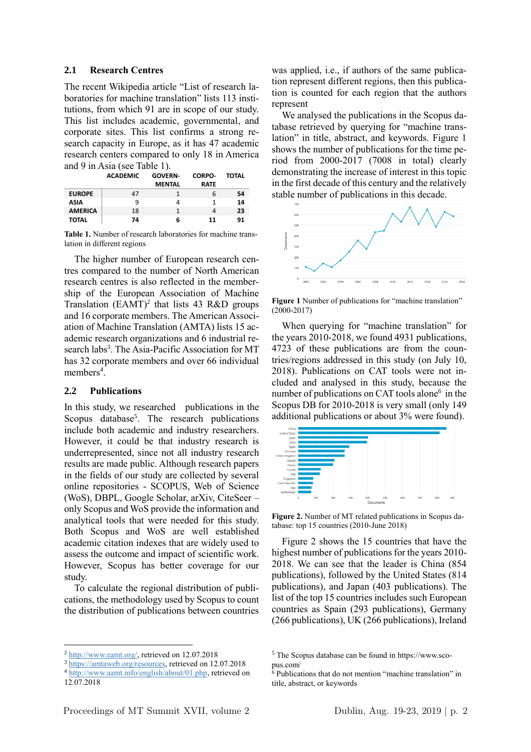## 2.1 Research Centres

The recent Wikipedia article "List of research laboratories for machine translation" lists 113 institutions, from which 91 are in scope of our study. This list includes academic, governmental, and corporate sites. This list confirms a strong research capacity in Europe, as it has 47 academic research centers compared to only 18 in America and 9 in Asia (see Table 1).

| | ACADEMIC | GOVERN-MENTAL | CORPO-RATE | TOTAL |
|---|---|---|---|---|
| **EUROPE** | 47 | 1 | 6 | **54** |
| **ASIA** | 9 | 4 | 1 | **14** |
| **AMERICA** | 18 | 1 | 4 | **23** |
| **TOTAL** | **74** | **6** | **11** | **91** |

**Table 1.** Number of research laboratories for machine translation in different regions

The higher number of European research centres compared to the number of North American research centres is also reflected in the membership of the European Association of Machine Translation (EAMT)[2] that lists 43 R&D groups and 16 corporate members. The American Association of Machine Translation (AMTA) lists 15 academic research organizations and 6 industrial research labs[3]. The Asia-Pacific Association for MT has 32 corporate members and over 66 individual members[4].

## 2.2 Publications

In this study, we researched publications in the Scopus database[5]. The research publications include both academic and industry researchers. However, it could be that industry research is underrepresented, since not all industry research results are made public. Although research papers in the fields of our study are collected by several online repositories - SCOPUS, Web of Science (WoS), DBPL, Google Scholar, arXiv, CiteSeer – only Scopus and WoS provide the information and analytical tools that were needed for this study. Both Scopus and WoS are well established academic citation indexes that are widely used to assess the outcome and impact of scientific work. However, Scopus has better coverage for our study.

To calculate the regional distribution of publications, the methodology used by Scopus to count the distribution of publications between countries was applied, i.e., if authors of the same publication represent different regions, then this publication is counted for each region that the authors represent

We analysed the publications in the Scopus database retrieved by querying for "machine translation" in title, abstract, and keywords. Figure 1 shows the number of publications for the time period from 2000-2017 (7008 in total) clearly demonstrating the increase of interest in this topic in the first decade of this century and the relatively stable number of publications in this decade.

**Figure 1** Number of publications for "machine translation" (2000-2017)

When querying for "machine translation" for the years 2010-2018, we found 4931 publications, 4723 of these publications are from the countries/regions addressed in this study (on July 10, 2018). Publications on CAT tools were not included and analysed in this study, because the number of publications on CAT tools alone[6] in the Scopus DB for 2010-2018 is very small (only 149 additional publications or about 3% were found).

**Figure 2.** Number of MT related publications in Scopus database: top 15 countries (2010-June 2018)

Figure 2 shows the 15 countries that have the highest number of publications for the years 2010-2018. We can see that the leader is China (854 publications), followed by the United States (814 publications), and Japan (403 publications). The list of the top 15 countries includes such European countries as Spain (293 publications), Germany (266 publications), UK (266 publications), Ireland

---

[2] http://www.eamt.org/, retrieved on 12.07.2018

[3] https://amtaweb.org/resources, retrieved on 12.07.2018

[4] http://www.aamt.info/english/about/01.php, retrieved on 12.07.2018

[5] The Scopus database can be found in https://www.scopus.com/

[6] Publications that do not mention "machine translation" in title, abstract, or keywords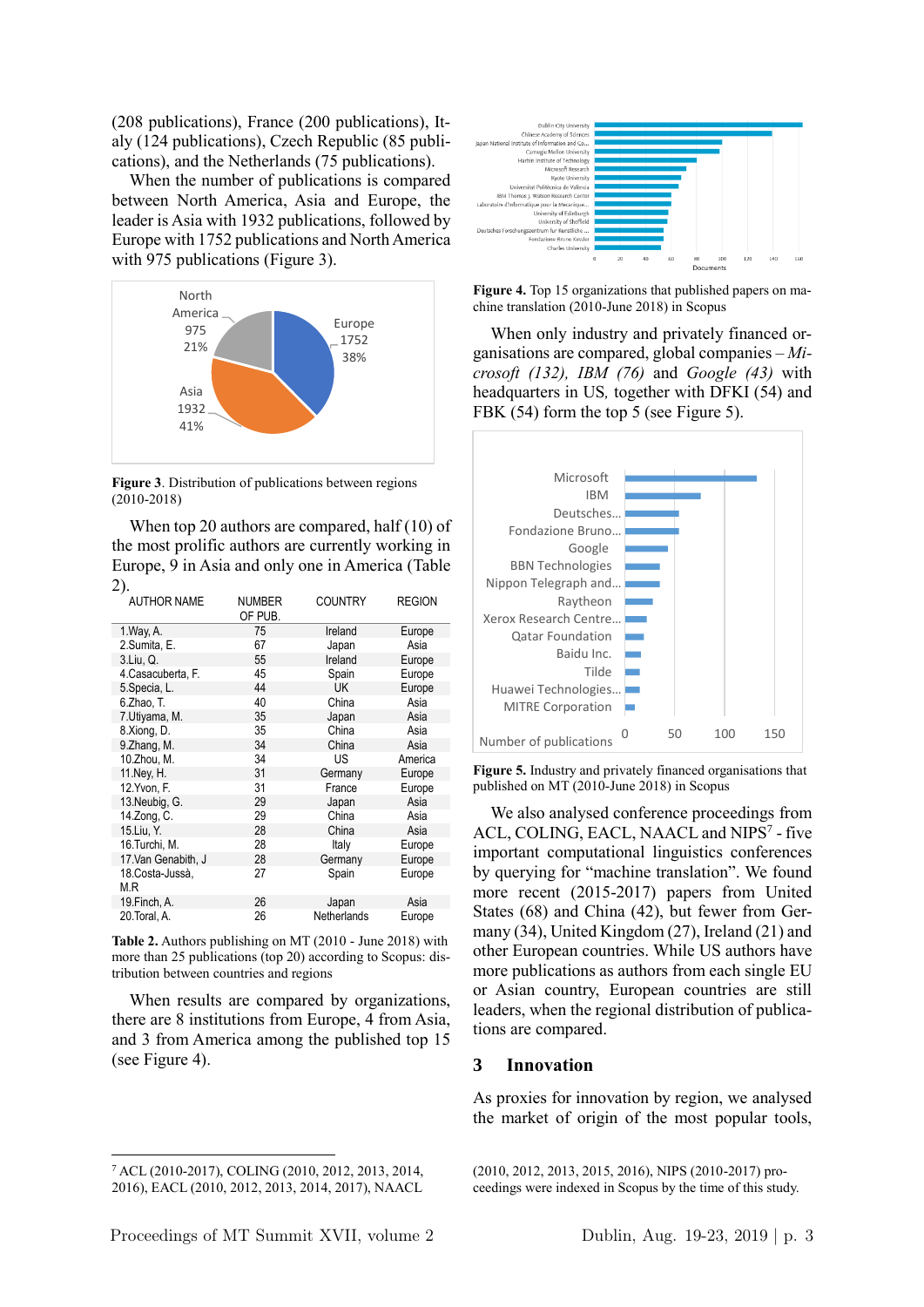(208 publications), France (200 publications), Italy (124 publications), Czech Republic (85 publications), and the Netherlands (75 publications).

When the number of publications is compared between North America, Asia and Europe, the leader is Asia with 1932 publications, followed by Europe with 1752 publications and North America with 975 publications (Figure 3).

**Figure 3**. Distribution of publications between regions (2010-2018)

When top 20 authors are compared, half (10) of the most prolific authors are currently working in Europe, 9 in Asia and only one in America (Table 2).

| AUTHOR NAME | NUMBER OF PUB. | COUNTRY | REGION |
|---|---|---|---|
| 1.Way, A. | 75 | Ireland | Europe |
| 2.Sumita, E. | 67 | Japan | Asia |
| 3.Liu, Q. | 55 | Ireland | Europe |
| 4.Casacuberta, F. | 45 | Spain | Europe |
| 5.Specia, L. | 44 | UK | Europe |
| 6.Zhao, T. | 40 | China | Asia |
| 7.Utiyama, M. | 35 | Japan | Asia |
| 8.Xiong, D. | 35 | China | Asia |
| 9.Zhang, M. | 34 | China | Asia |
| 10.Zhou, M. | 34 | US | America |
| 11.Ney, H. | 31 | Germany | Europe |
| 12.Yvon, F. | 31 | France | Europe |
| 13.Neubig, G. | 29 | Japan | Asia |
| 14.Zong, C. | 29 | China | Asia |
| 15.Liu, Y. | 28 | China | Asia |
| 16.Turchi, M. | 28 | Italy | Europe |
| 17.Van Genabith, J | 28 | Germany | Europe |
| 18.Costa-Jussà, M.R | 27 | Spain | Europe |
| 19.Finch, A. | 26 | Japan | Asia |
| 20.Toral, A. | 26 | Netherlands | Europe |

**Table 2.** Authors publishing on MT (2010 - June 2018) with more than 25 publications (top 20) according to Scopus: distribution between countries and regions

When results are compared by organizations, there are 8 institutions from Europe, 4 from Asia, and 3 from America among the published top 15 (see Figure 4).

**Figure 4.** Top 15 organizations that published papers on machine translation (2010-June 2018) in Scopus

When only industry and privately financed organisations are compared, global companies – *Microsoft (132), IBM (76)* and *Google (43)* with headquarters in US, together with DFKI (54) and FBK (54) form the top 5 (see Figure 5).

**Figure 5.** Industry and privately financed organisations that published on MT (2010-June 2018) in Scopus

We also analysed conference proceedings from ACL, COLING, EACL, NAACL and NIPS[7] - five important computational linguistics conferences by querying for "machine translation". We found more recent (2015-2017) papers from United States (68) and China (42), but fewer from Germany (34), United Kingdom (27), Ireland (21) and other European countries. While US authors have more publications as authors from each single EU or Asian country, European countries are still leaders, when the regional distribution of publications are compared.

## 3 Innovation

As proxies for innovation by region, we analysed the market of origin of the most popular tools,

[7] ACL (2010-2017), COLING (2010, 2012, 2013, 2014, 2016), EACL (2010, 2012, 2013, 2014, 2017), NAACL (2010, 2012, 2013, 2015, 2016), NIPS (2010-2017) proceedings were indexed in Scopus by the time of this study.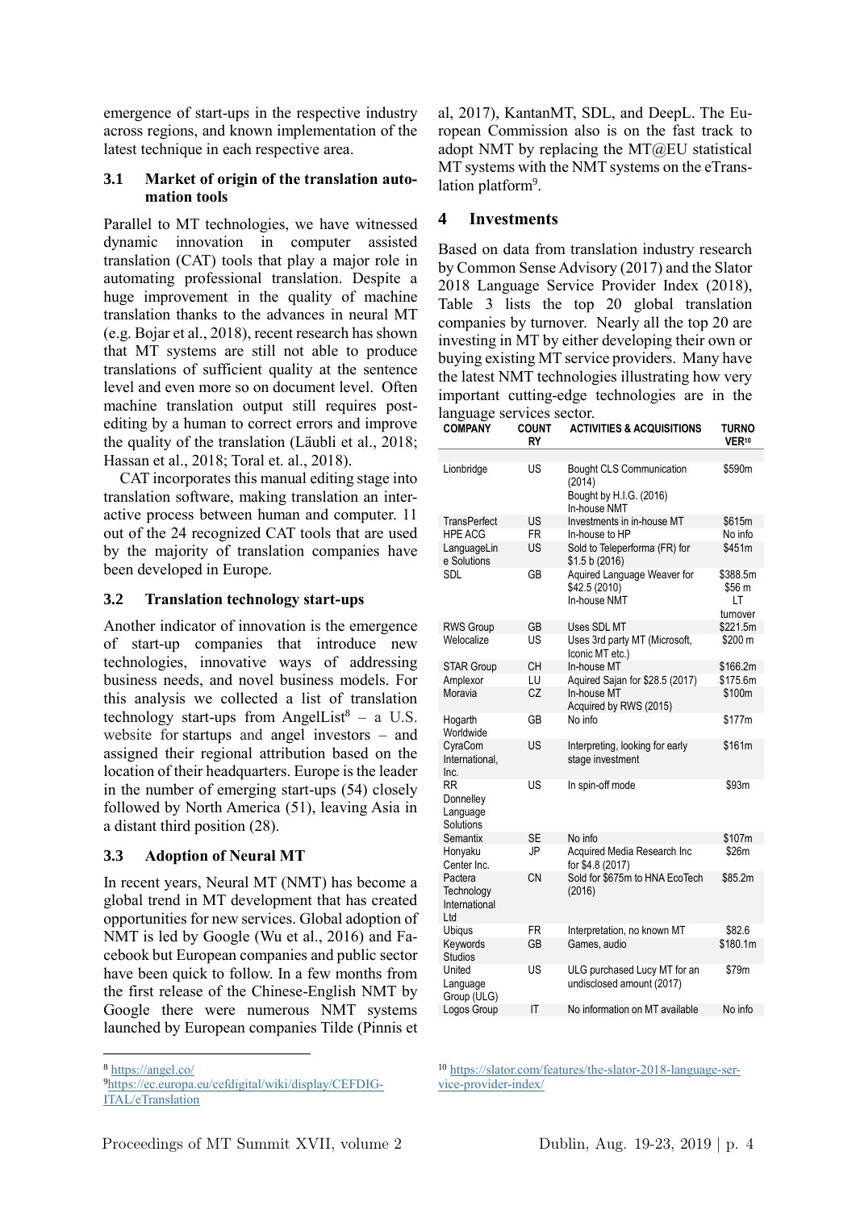emergence of start-ups in the respective industry across regions, and known implementation of the latest technique in each respective area.

### 3.1 Market of origin of the translation automation tools

Parallel to MT technologies, we have witnessed dynamic innovation in computer assisted translation (CAT) tools that play a major role in automating professional translation. Despite a huge improvement in the quality of machine translation thanks to the advances in neural MT (e.g. Bojar et al., 2018), recent research has shown that MT systems are still not able to produce translations of sufficient quality at the sentence level and even more so on document level. Often machine translation output still requires post-editing by a human to correct errors and improve the quality of the translation (Läubli et al., 2018; Hassan et al., 2018; Toral et. al., 2018).

CAT incorporates this manual editing stage into translation software, making translation an interactive process between human and computer. 11 out of the 24 recognized CAT tools that are used by the majority of translation companies have been developed in Europe.

### 3.2 Translation technology start-ups

Another indicator of innovation is the emergence of start-up companies that introduce new technologies, innovative ways of addressing business needs, and novel business models. For this analysis we collected a list of translation technology start-ups from AngelList[8] – a U.S. website for startups and angel investors – and assigned their regional attribution based on the location of their headquarters. Europe is the leader in the number of emerging start-ups (54) closely followed by North America (51), leaving Asia in a distant third position (28).

### 3.3 Adoption of Neural MT

In recent years, Neural MT (NMT) has become a global trend in MT development that has created opportunities for new services. Global adoption of NMT is led by Google (Wu et al., 2016) and Facebook but European companies and public sector have been quick to follow. In a few months from the first release of the Chinese-English NMT by Google there were numerous NMT systems launched by European companies Tilde (Pinnis et al, 2017), KantanMT, SDL, and DeepL. The European Commission also is on the fast track to adopt NMT by replacing the MT@EU statistical MT systems with the NMT systems on the eTranslation platform[9].

## 4 Investments

Based on data from translation industry research by Common Sense Advisory (2017) and the Slator 2018 Language Service Provider Index (2018), Table 3 lists the top 20 global translation companies by turnover. Nearly all the top 20 are investing in MT by either developing their own or buying existing MT service providers. Many have the latest NMT technologies illustrating how very important cutting-edge technologies are in the language services sector.

| COMPANY | COUNTRY | ACTIVITIES & ACQUISITIONS | TURNOVER[10] |
|---|---|---|---|
| Lionbridge | US | Bought CLS Communication (2014) Bought by H.I.G. (2016) In-house NMT | $590m |
| TransPerfect | US | Investments in in-house MT | $615m |
| HPE ACG | FR | In-house to HP | No info |
| LanguageLine Solutions | US | Sold to Teleperforma (FR) for $1.5 b (2016) | $451m |
| SDL | GB | Aquired Language Weaver for $42.5 (2010) In-house NMT | $388.5m $56 m LT turnover |
| RWS Group | GB | Uses SDL MT | $221.5m |
| Welocalize | US | Uses 3rd party MT (Microsoft, Iconic MT etc.) | $200 m |
| STAR Group | CH | In-house MT | $166.2m |
| Amplexor | LU | Aquired Sajan for $28.5 (2017) | $175.6m |
| Moravia | CZ | In-house MT Acquired by RWS (2015) | $100m |
| Hogarth Worldwide | GB | No info | $177m |
| CyraCom International, Inc. | US | Interpreting, looking for early stage investment | $161m |
| RR Donnelley Language Solutions | US | In spin-off mode | $93m |
| Semantix | SE | No info | $107m |
| Honyaku Center Inc. | JP | Acquired Media Research Inc for $4.8 (2017) | $26m |
| Pactera Technology International Ltd | CN | Sold for $675m to HNA EcoTech (2016) | $85.2m |
| Ubiqus | FR | Interpretation, no known MT | $82.6 |
| Keywords Studios | GB | Games, audio | $180.1m |
| United Language Group (ULG) | US | ULG purchased Lucy MT for an undisclosed amount (2017) | $79m |
| Logos Group | IT | No information on MT available | No info |

[8] https://angel.co/

[9] https://ec.europa.eu/cefdigital/wiki/display/CEFDIGITAL/eTranslation

[10] https://slator.com/features/the-slator-2018-language-service-provider-index/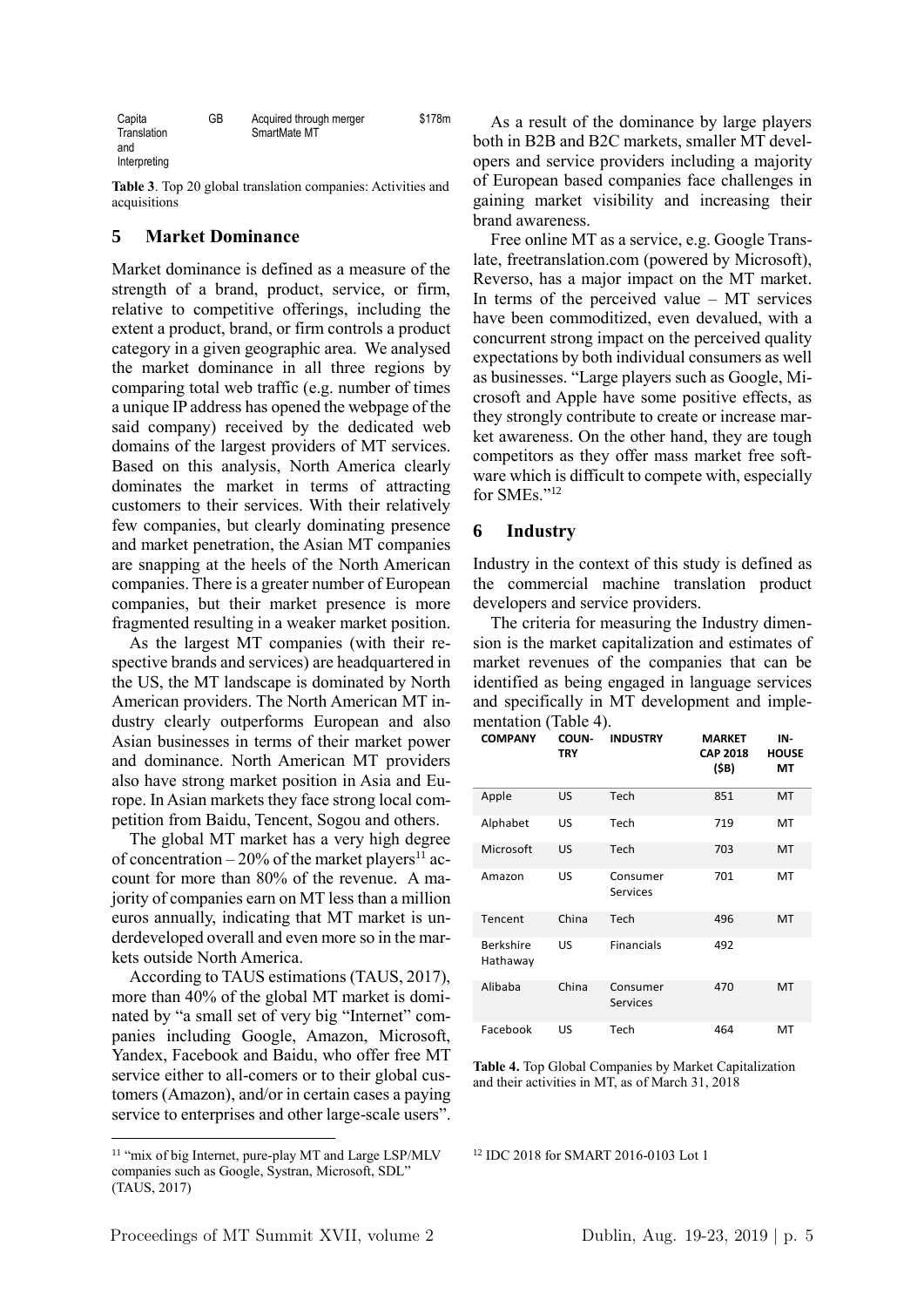| Capita Translation and Interpreting | GB | Acquired through merger SmartMate MT | $178m |
|---|---|---|---|

**Table 3**. Top 20 global translation companies: Activities and acquisitions

## 5 Market Dominance

Market dominance is defined as a measure of the strength of a brand, product, service, or firm, relative to competitive offerings, including the extent a product, brand, or firm controls a product category in a given geographic area. We analysed the market dominance in all three regions by comparing total web traffic (e.g. number of times a unique IP address has opened the webpage of the said company) received by the dedicated web domains of the largest providers of MT services. Based on this analysis, North America clearly dominates the market in terms of attracting customers to their services. With their relatively few companies, but clearly dominating presence and market penetration, the Asian MT companies are snapping at the heels of the North American companies. There is a greater number of European companies, but their market presence is more fragmented resulting in a weaker market position.

As the largest MT companies (with their respective brands and services) are headquartered in the US, the MT landscape is dominated by North American providers. The North American MT industry clearly outperforms European and also Asian businesses in terms of their market power and dominance. North American MT providers also have strong market position in Asia and Europe. In Asian markets they face strong local competition from Baidu, Tencent, Sogou and others.

The global MT market has a very high degree of concentration – 20% of the market players[11] account for more than 80% of the revenue. A majority of companies earn on MT less than a million euros annually, indicating that MT market is underdeveloped overall and even more so in the markets outside North America.

According to TAUS estimations (TAUS, 2017), more than 40% of the global MT market is dominated by "a small set of very big "Internet" companies including Google, Amazon, Microsoft, Yandex, Facebook and Baidu, who offer free MT service either to all-comers or to their global customers (Amazon), and/or in certain cases a paying service to enterprises and other large-scale users".

[11] "mix of big Internet, pure-play MT and Large LSP/MLV companies such as Google, Systran, Microsoft, SDL" (TAUS, 2017)

As a result of the dominance by large players both in B2B and B2C markets, smaller MT developers and service providers including a majority of European based companies face challenges in gaining market visibility and increasing their brand awareness.

Free online MT as a service, e.g. Google Translate, freetranslation.com (powered by Microsoft), Reverso, has a major impact on the MT market. In terms of the perceived value – MT services have been commoditized, even devalued, with a concurrent strong impact on the perceived quality expectations by both individual consumers as well as businesses. "Large players such as Google, Microsoft and Apple have some positive effects, as they strongly contribute to create or increase market awareness. On the other hand, they are tough competitors as they offer mass market free software which is difficult to compete with, especially for SMEs."[12]

## 6 Industry

Industry in the context of this study is defined as the commercial machine translation product developers and service providers.

The criteria for measuring the Industry dimension is the market capitalization and estimates of market revenues of the companies that can be identified as being engaged in language services and specifically in MT development and implementation (Table 4).

| COMPANY | COUNTRY | INDUSTRY | MARKET CAP 2018 ($B) | IN-HOUSE MT |
|---|---|---|---|---|
| Apple | US | Tech | 851 | MT |
| Alphabet | US | Tech | 719 | MT |
| Microsoft | US | Tech | 703 | MT |
| Amazon | US | Consumer Services | 701 | MT |
| Tencent | China | Tech | 496 | MT |
| Berkshire Hathaway | US | Financials | 492 | |
| Alibaba | China | Consumer Services | 470 | MT |
| Facebook | US | Tech | 464 | MT |

**Table 4.** Top Global Companies by Market Capitalization and their activities in MT, as of March 31, 2018

[12] IDC 2018 for SMART 2016-0103 Lot 1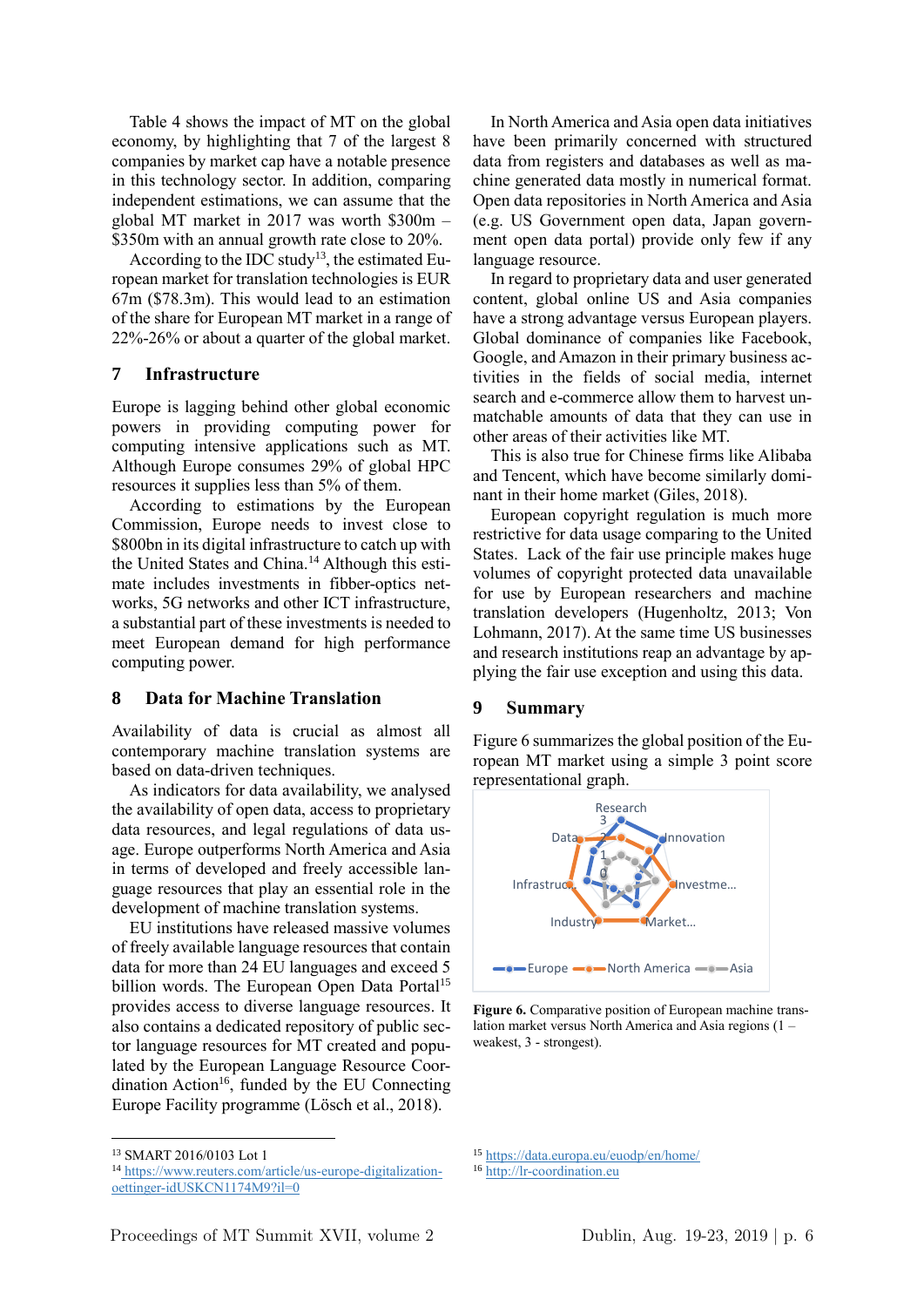Table 4 shows the impact of MT on the global economy, by highlighting that 7 of the largest 8 companies by market cap have a notable presence in this technology sector. In addition, comparing independent estimations, we can assume that the global MT market in 2017 was worth $300m – $350m with an annual growth rate close to 20%.

According to the IDC study[13], the estimated European market for translation technologies is EUR 67m ($78.3m). This would lead to an estimation of the share for European MT market in a range of 22%-26% or about a quarter of the global market.

## 7 Infrastructure

Europe is lagging behind other global economic powers in providing computing power for computing intensive applications such as MT. Although Europe consumes 29% of global HPC resources it supplies less than 5% of them.

According to estimations by the European Commission, Europe needs to invest close to $800bn in its digital infrastructure to catch up with the United States and China.[14] Although this estimate includes investments in fibber-optics networks, 5G networks and other ICT infrastructure, a substantial part of these investments is needed to meet European demand for high performance computing power.

## 8 Data for Machine Translation

Availability of data is crucial as almost all contemporary machine translation systems are based on data-driven techniques.

As indicators for data availability, we analysed the availability of open data, access to proprietary data resources, and legal regulations of data usage. Europe outperforms North America and Asia in terms of developed and freely accessible language resources that play an essential role in the development of machine translation systems.

EU institutions have released massive volumes of freely available language resources that contain data for more than 24 EU languages and exceed 5 billion words. The European Open Data Portal[15] provides access to diverse language resources. It also contains a dedicated repository of public sector language resources for MT created and populated by the European Language Resource Coordination Action[16], funded by the EU Connecting Europe Facility programme (Lösch et al., 2018).

In North America and Asia open data initiatives have been primarily concerned with structured data from registers and databases as well as machine generated data mostly in numerical format. Open data repositories in North America and Asia (e.g. US Government open data, Japan government open data portal) provide only few if any language resource.

In regard to proprietary data and user generated content, global online US and Asia companies have a strong advantage versus European players. Global dominance of companies like Facebook, Google, and Amazon in their primary business activities in the fields of social media, internet search and e-commerce allow them to harvest unmatchable amounts of data that they can use in other areas of their activities like MT.

This is also true for Chinese firms like Alibaba and Tencent, which have become similarly dominant in their home market (Giles, 2018).

European copyright regulation is much more restrictive for data usage comparing to the United States. Lack of the fair use principle makes huge volumes of copyright protected data unavailable for use by European researchers and machine translation developers (Hugenholtz, 2013; Von Lohmann, 2017). At the same time US businesses and research institutions reap an advantage by applying the fair use exception and using this data.

## 9 Summary

Figure 6 summarizes the global position of the European MT market using a simple 3 point score representational graph.

**Figure 6.** Comparative position of European machine translation market versus North America and Asia regions (1 – weakest, 3 - strongest).

[13] SMART 2016/0103 Lot 1

[14] https://www.reuters.com/article/us-europe-digitalization-oettinger-idUSKCN1174M9?il=0

[15] https://data.europa.eu/euodp/en/home/

[16] http://lr-coordination.eu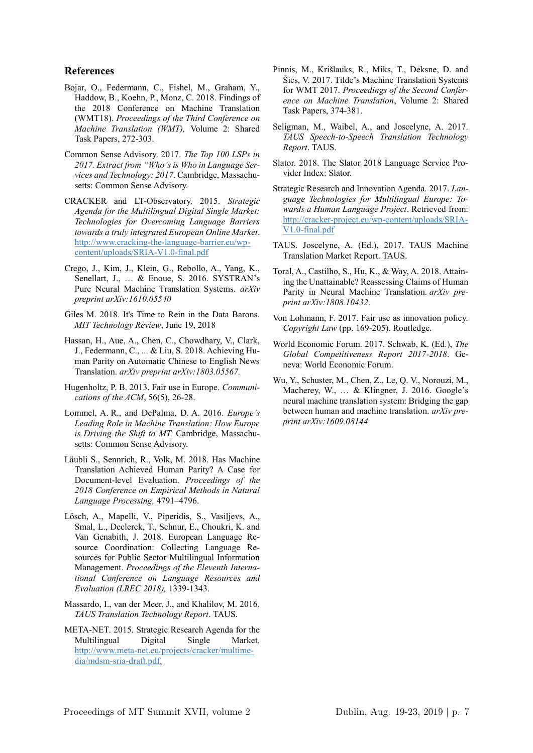## References

Bojar, O., Federmann, C., Fishel, M., Graham, Y., Haddow, B., Koehn, P., Monz, C. 2018. Findings of the 2018 Conference on Machine Translation (WMT18). *Proceedings of the Third Conference on Machine Translation (WMT),* Volume 2: Shared Task Papers, 272-303.

Common Sense Advisory. 2017. *The Top 100 LSPs in 2017. Extract from "Who's is Who in Language Services and Technology: 2017*. Cambridge, Massachusetts: Common Sense Advisory.

CRACKER and LT-Observatory. 2015. *Strategic Agenda for the Multilingual Digital Single Market: Technologies for Overcoming Language Barriers towards a truly integrated European Online Market*. http://www.cracking-the-language-barrier.eu/wp-content/uploads/SRIA-V1.0-final.pdf

Crego, J., Kim, J., Klein, G., Rebollo, A., Yang, K., Senellart, J., … & Enoue, S. 2016. SYSTRAN's Pure Neural Machine Translation Systems. *arXiv preprint arXiv:1610.05540*

Giles M. 2018. It's Time to Rein in the Data Barons. *MIT Technology Review*, June 19, 2018

Hassan, H., Aue, A., Chen, C., Chowdhary, V., Clark, J., Federmann, C., ... & Liu, S. 2018. Achieving Human Parity on Automatic Chinese to English News Translation. *arXiv preprint arXiv:1803.05567.*

Hugenholtz, P. B. 2013. Fair use in Europe. *Communications of the ACM*, 56(5), 26-28.

Lommel, A. R., and DePalma, D. A. 2016. *Europe's Leading Role in Machine Translation: How Europe is Driving the Shift to MT.* Cambridge, Massachusetts: Common Sense Advisory.

Läubli S., Sennrich, R., Volk, M. 2018. Has Machine Translation Achieved Human Parity? A Case for Document-level Evaluation. *Proceedings of the 2018 Conference on Empirical Methods in Natural Language Processing,* 4791–4796.

Lösch, A., Mapelli, V., Piperidis, S., Vasiļjevs, A., Smal, L., Declerck, T., Schnur, E., Choukri, K. and Van Genabith, J. 2018. European Language Resource Coordination: Collecting Language Resources for Public Sector Multilingual Information Management. *Proceedings of the Eleventh International Conference on Language Resources and Evaluation (LREC 2018),* 1339-1343.

Massardo, I., van der Meer, J., and Khalilov, M. 2016. *TAUS Translation Technology Report*. TAUS.

META-NET. 2015. Strategic Research Agenda for the Multilingual Digital Single Market. http://www.meta-net.eu/projects/cracker/multimedia/mdsm-sria-draft.pdf.

Pinnis, M., Krišlauks, R., Miks, T., Deksne, D. and Šics, V. 2017. Tilde's Machine Translation Systems for WMT 2017. *Proceedings of the Second Conference on Machine Translation*, Volume 2: Shared Task Papers, 374-381.

Seligman, M., Waibel, A., and Joscelyne, A. 2017. *TAUS Speech-to-Speech Translation Technology Report*. TAUS.

Slator. 2018. The Slator 2018 Language Service Provider Index: Slator.

Strategic Research and Innovation Agenda. 2017. *Language Technologies for Multilingual Europe: Towards a Human Language Project*. Retrieved from: http://cracker-project.eu/wp-content/uploads/SRIA-V1.0-final.pdf

TAUS. Joscelyne, A. (Ed.), 2017. TAUS Machine Translation Market Report. TAUS.

Toral, A., Castilho, S., Hu, K., & Way, A. 2018. Attaining the Unattainable? Reassessing Claims of Human Parity in Neural Machine Translation. *arXiv preprint arXiv:1808.10432*.

Von Lohmann, F. 2017. Fair use as innovation policy. *Copyright Law* (pp. 169-205). Routledge.

World Economic Forum. 2017. Schwab, K. (Ed.), *The Global Competitiveness Report 2017-2018*. Geneva: World Economic Forum.

Wu, Y., Schuster, M., Chen, Z., Le, Q. V., Norouzi, M., Macherey, W., … & Klingner, J. 2016. Google's neural machine translation system: Bridging the gap between human and machine translation. *arXiv preprint arXiv:1609.08144*